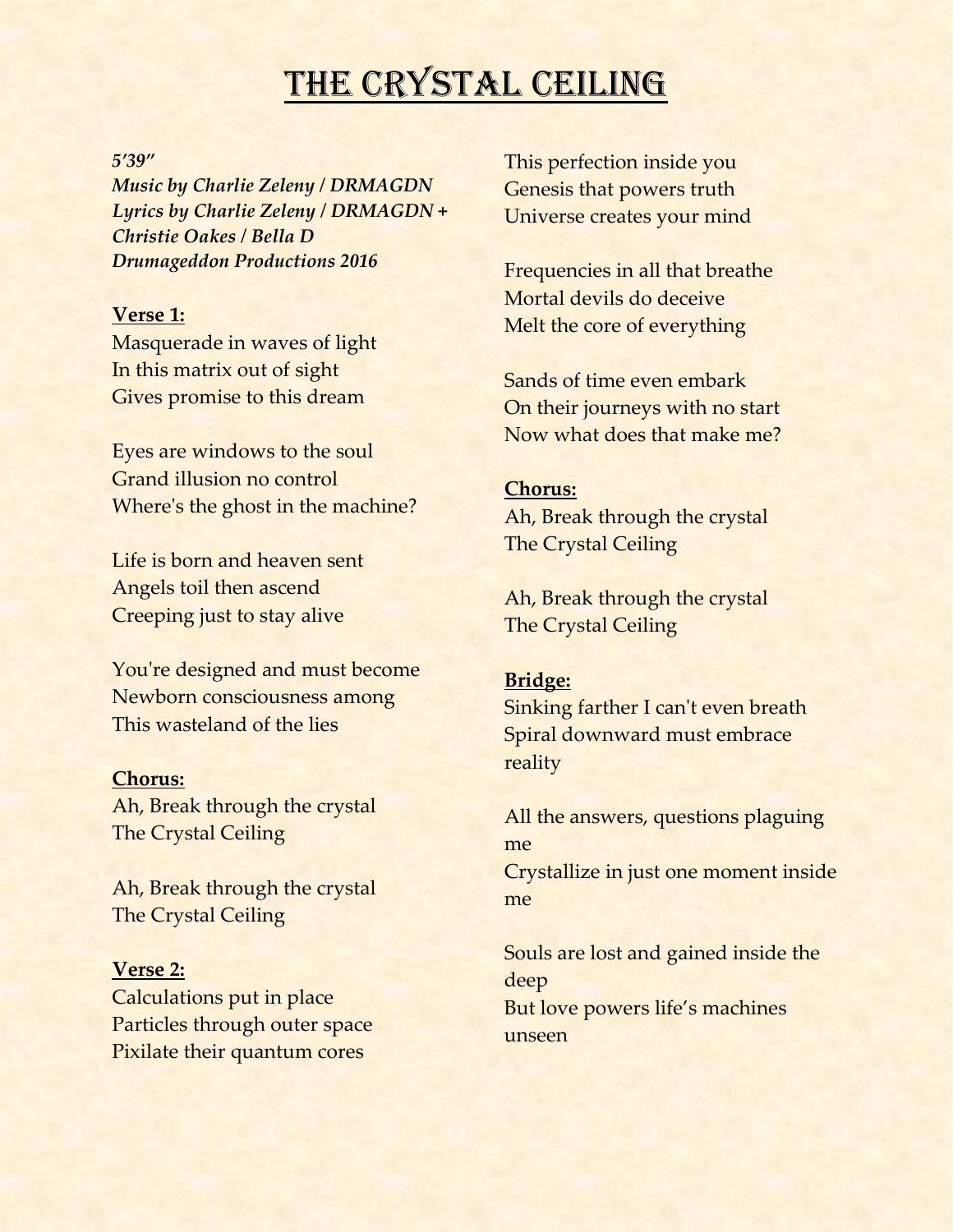# The Crystal Ceiling

***5'39"***
***Music by Charlie Zeleny / DRMAGDN***
***Lyrics by Charlie Zeleny / DRMAGDN + Christie Oakes / Bella D***
***Drumageddon Productions 2016***

**Verse 1:**
Masquerade in waves of light
In this matrix out of sight
Gives promise to this dream

Eyes are windows to the soul
Grand illusion no control
Where's the ghost in the machine?

Life is born and heaven sent
Angels toil then ascend
Creeping just to stay alive

You're designed and must become
Newborn consciousness among
This wasteland of the lies

**Chorus:**
Ah, Break through the crystal
The Crystal Ceiling

Ah, Break through the crystal
The Crystal Ceiling

**Verse 2:**
Calculations put in place
Particles through outer space
Pixilate their quantum cores

This perfection inside you
Genesis that powers truth
Universe creates your mind

Frequencies in all that breathe
Mortal devils do deceive
Melt the core of everything

Sands of time even embark
On their journeys with no start
Now what does that make me?

**Chorus:**
Ah, Break through the crystal
The Crystal Ceiling

Ah, Break through the crystal
The Crystal Ceiling

**Bridge:**
Sinking farther I can't even breath
Spiral downward must embrace reality

All the answers, questions plaguing me
Crystallize in just one moment inside me

Souls are lost and gained inside the deep
But love powers life's machines unseen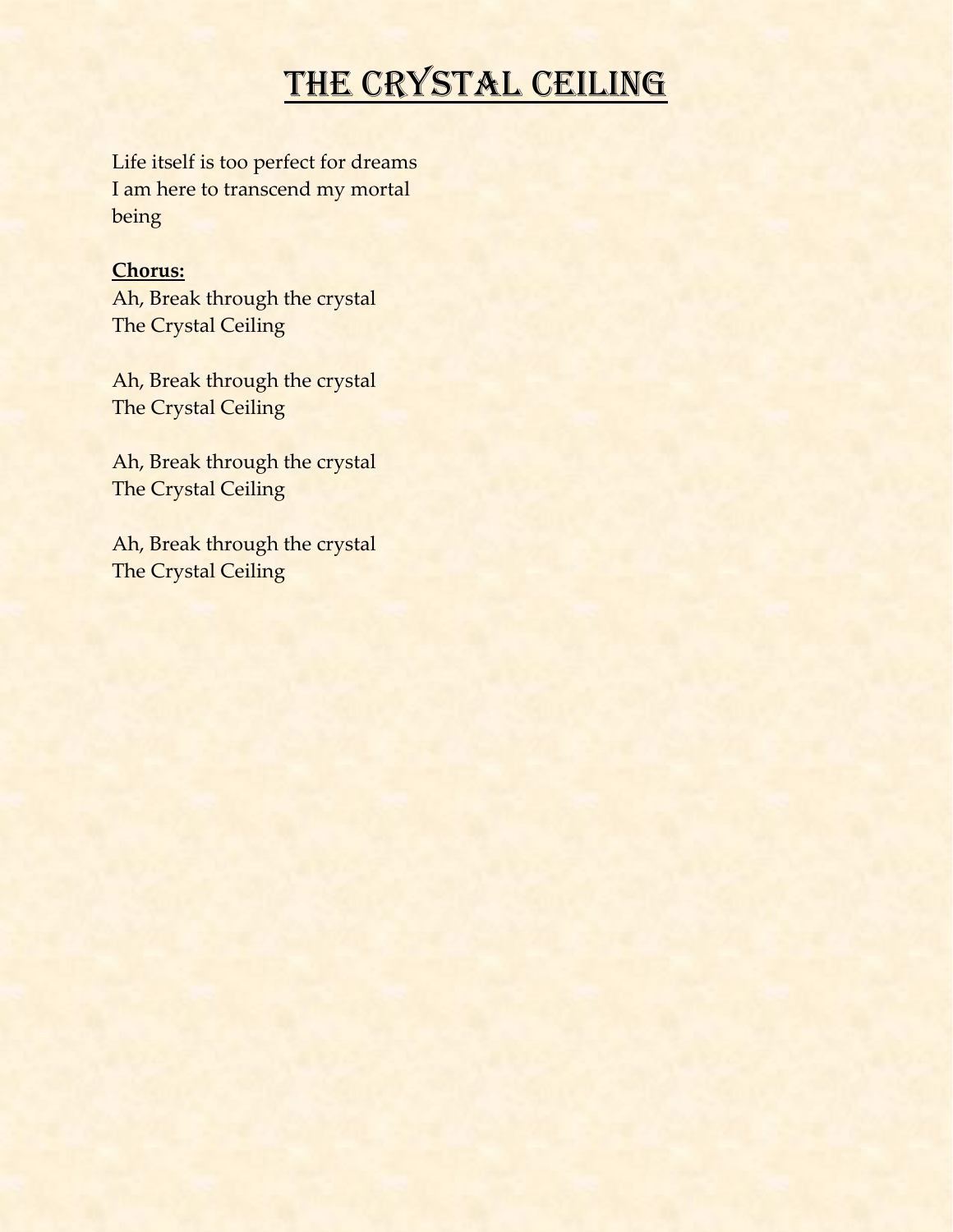# The Crystal Ceiling

Life itself is too perfect for dreams
I am here to transcend my mortal being

**Chorus:**
Ah, Break through the crystal
The Crystal Ceiling

Ah, Break through the crystal
The Crystal Ceiling

Ah, Break through the crystal
The Crystal Ceiling

Ah, Break through the crystal
The Crystal Ceiling